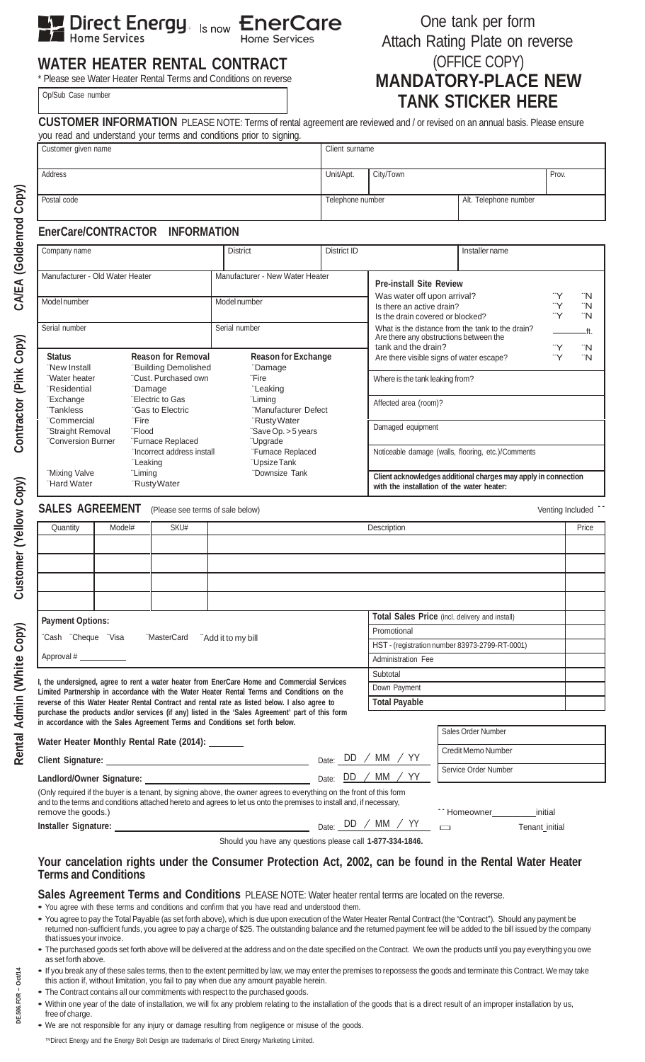Direct Energy Home Services Is now EnerCare Home Services

# WATER HEATER RENTAL CONTRACT

\* Please see Water Heater Rental Terms and Conditions on reverse

Op/Sub Case number

One tank per form
Attach Rating Plate on reverse
(OFFICE COPY)

**MANDATORY-PLACE NEW TANK STICKER HERE**

**CUSTOMER INFORMATION** PLEASE NOTE: Terms of rental agreement are reviewed and / or revised on an annual basis. Please ensure you read and understand your terms and conditions prior to signing.

| Customer given name | | Client surname | | |
|---|---|---|---|---|
| Address | Unit/Apt. | City/Town | | Prov. |
| Postal code | | Telephone number | Alt. Telephone number | |

## EnerCare/CONTRACTOR INFORMATION

| Company name | District | District ID | Installer name |
|---|---|---|---|
| Manufacturer - Old Water Heater | Manufacturer - New Water Heater | | |
| Model number | Model number | | |
| Serial number | Serial number | | |

**Pre-install Site Review**

- Was water off upon arrival? ¨Y ¨N
- Is there an active drain? ¨Y ¨N
- Is the drain covered or blocked? ¨Y ¨N
- What is the distance from the tank to the drain? ______ft.
- Are there any obstructions between the tank and the drain? ¨Y ¨N
- Are there visible signs of water escape? ¨Y ¨N

Where is the tank leaking from?

Affected area (room)?

Damaged equipment

Noticeable damage (walls, flooring, etc.)/Comments

**Client acknowledges additional charges may apply in connection with the installation of the water heater:**

| Status | Reason for Removal | Reason for Exchange |
|---|---|---|
| ¨New Install | ¨Building Demolished | ¨Damage |
| ¨Water heater | ¨Cust. Purchased own | ¨Fire |
| ¨Residential | ¨Damage | ¨Leaking |
| ¨Exchange | ¨Electric to Gas | ¨Liming |
| ¨Tankless | ¨Gas to Electric | ¨Manufacturer Defect |
| ¨Commercial | ¨Fire | ¨Rusty Water |
| ¨Straight Removal | ¨Flood | ¨Save Op. > 5 years |
| ¨Conversion Burner | ¨Furnace Replaced | ¨Upgrade |
| | ¨Incorrect address install | ¨Furnace Replaced |
| | ¨Leaking | ¨Upsize Tank |
| ¨Mixing Valve | ¨Liming | ¨Downsize Tank |
| ¨Hard Water | ¨Rusty Water | |

**SALES AGREEMENT** (Please see terms of sale below) Venting Included ¨

| Quantity | Model# | SKU# | Description | Price |
|---|---|---|---|---|
| | | | | |
| | | | | |
| | | | | |
| | | | | |

**Payment Options:**

¨Cash ¨Cheque ¨Visa ¨MasterCard ¨Add it to my bill

Approval # __________

| | |
|---|---|
| **Total Sales Price** (incl. delivery and install) | |
| Promotional | |
| HST - (registration number 83973-2799-RT-0001) | |
| Administration Fee | |
| Subtotal | |
| Down Payment | |
| **Total Payable** | |

**I, the undersigned, agree to rent a water heater from EnerCare Home and Commercial Services Limited Partnership in accordance with the Water Heater Rental Terms and Conditions on the reverse of this Water Heater Rental Contract and rental rate as listed below. I also agree to purchase the products and/or services (if any) listed in the 'Sales Agreement' part of this form in accordance with the Sales Agreement Terms and Conditions set forth below.**

**Water Heater Monthly Rental Rate (2014):** _______

**Client Signature:** ______________________ Date: DD / MM / YY

**Landlord/Owner Signature:** ______________________ Date: DD / MM / YY

(Only required if the buyer is a tenant, by signing above, the owner agrees to everything on the front of this form and to the terms and conditions attached hereto and agrees to let us onto the premises to install and, if necessary, remove the goods.)

**Installer Signature:** ______________________ Date: DD / MM / YY

Sales Order Number

Credit Memo Number

Service Order Number

¨ Homeowner _________ initial

¨ Tenant initial

Should you have any questions please call **1-877-334-1846.**

**Your cancelation rights under the Consumer Protection Act, 2002, can be found in the Rental Water Heater Terms and Conditions**

**Sales Agreement Terms and Conditions** PLEASE NOTE: Water heater rental terms are located on the reverse.

- You agree with these terms and conditions and confirm that you have read and understood them.
- You agree to pay the Total Payable (as set forth above), which is due upon execution of the Water Heater Rental Contract (the "Contract"). Should any payment be returned non-sufficient funds, you agree to pay a charge of $25. The outstanding balance and the returned payment fee will be added to the bill issued by the company that issues your invoice.
- The purchased goods set forth above will be delivered at the address and on the date specified on the Contract. We own the products until you pay everything you owe as set forth above.
- If you break any of these sales terms, then to the extent permitted by law, we may enter the premises to repossess the goods and terminate this Contract. We may take this action if, without limitation, you fail to pay when due any amount payable herein.
- The Contract contains all our commitments with respect to the purchased goods.
- Within one year of the date of installation, we will fix any problem relating to the installation of the goods that is a direct result of an improper installation by us, free of charge.
- We are not responsible for any injury or damage resulting from negligence or misuse of the goods.

™Direct Energy and the Energy Bolt Design are trademarks of Direct Energy Marketing Limited.

Rental Admin (White Copy) Customer (Yellow Copy) Contractor (Pink Copy) CA/EA (Goldenrod Copy)

DE.506.FOR – Oct14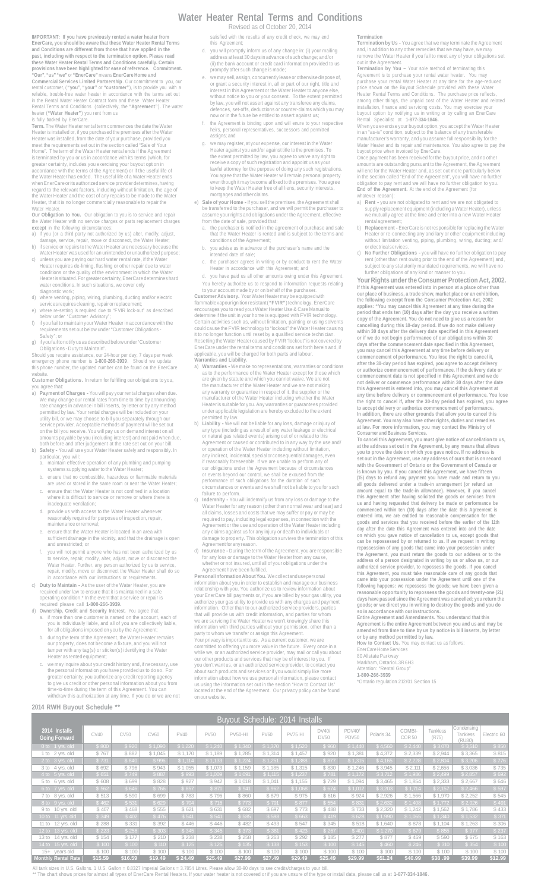# Water Heater Rental Terms and Conditions

Revised as of October 20, 2014

**IMPORTANT: If you have previously rented a water heater from EnerCare, you should be aware that these Water Heater Rental Terms and Conditions are different from those that have applied in the past, including with respect to the termination option. Please read these Water Heater Rental Terms and Conditions carefully. Certain provisions have been highlighted for ease of reference.** **Commitment.** **"Our", "us" "we"** or **"EnerCare"** means **EnerCare Home and Commercial Services Limited Partnership**. Our commitment to you, our rental customer, (**"you"**, **"your"** or **"customer"**), is to provide you with a reliable, trouble-free water heater in accordance with the terms set out in the Rental Water Heater Contract form and these Water Heater Rental Terms and Conditions (collectively, the **"Agreement"**). The water heater (**"Water Heater"**) you rent from us is fully backed by EnerCare.

**Term.** The Water Heater rental term commences the date the Water Heater is installed or, if you purchased the premises after the Water Heater was installed, from the date of your purchase, provided you meet the requirements set out in the section called "Sale of Your Home". The term of the Water Heater rental ends if the Agreement is terminated by you or us in accordance with its terms (which, for greater certainty, includes you exercising your buyout option in accordance with the terms of the Agreement) or if the useful life of the Water Heater has ended. The useful life of a Water Heater ends when EnerCare or its authorized service provider determines, having regard to the relevant factors, including without limitation, the age of the Water Heater and the cost of any repairs to be made to the Water Heater, that it is no longer commercially reasonable to repair the Water Heater.

**Our Obligation to You.** Our obligation to you is to service and repair the Water Heater with no service charges or parts replacement charges **except** in the following circumstances:

a) if you (or a third party not authorized by us) alter, modify, adjust, damage, service, repair, move or disconnect, the Water Heater;
b) if service or repairs to the Water Heater are necessary because the Water Heater was used for an unintended or unauthorized purpose;
c) unless you are paying our hard water rental rate, if the Water Heater requires de-liming, flushing or other repair due to water conditions or the quality of the environment in which the Water Heater is situated. For greater certainty, EnerCare determines hard water conditions. In such situations, we cover only diagnostic work;
d) where venting, piping, wiring, plumbing, ducting and/or electric services requires cleaning, repair or replacement;
e) where re-setting is required due to "FVIR lock-out" as described below under "Customer Advisory";
f) if you fail to maintain your Water Heater in accordance with the requirements set out below under "Customer Obligations - Safety"; or
g) if you fail to notify us as described below under "Customer Obligations - Duty to Maintain".

Should you require assistance, our 24-hour per day, 7 days per week emergency phone number is **1-800-266-3939**. Should we update this phone number, the updated number can be found on the EnerCare website.

**Customer Obligations.** In return for fulfilling our obligations to you, you agree that:

a) **Payment of Charges -** You will pay your rental charges when due. We may change our rental rates from time to time by announcing rate changes in advance in bill inserts, by letter or by any method permitted by law. Your rental charges will be included on your utility bill, or we may choose to bill you separately through our service provider. Acceptable methods of payment will be set out on the bill you receive. You will pay us on demand interest on all amounts payable by you (including interest) and not paid when due, both before and after judgement at the rate set out on your bill.
b) **Safety -** You will use your Water Heater safely and responsibly. In particular, you will:
   a. maintain effective operation of any plumbing and pumping systems supplying water to the Water Heater;
   b. ensure that no combustible, hazardous or flammable materials are used or stored in the same room or near the Water Heater;
   c. ensure that the Water Heater is not confined in a location where it is difficult to service or remove or where there is inadequate ventilation;
   d. provide us with access to the Water Heater whenever reasonably required for purposes of inspection, repair, maintenance or removal;
   e. ensure that the Water Heater is located in an area with sufficient drainage in the vicinity, and that the drainage is open and unrestricted; or
   f. you will not permit anyone who has not been authorized by us to service, repair, modify, alter, adjust, move or disconnect the Water Heater. Further, any person authorized by us to service, repair, modify, move or disconnect the Water Heater shall do so in accordance with our instructions or requirements.
c) **Duty to Maintain -** As the user of the Water Heater, you are required under law to ensure that it is maintained in a safe operating condition.* In the event that a service or repair is required please call **1-800-266-3939.**
d) **Ownership, Credit and Security Interest.** You agree that:
   a. if more than one customer is named on the account, each of you is individually liable, and all of you are collectively liable, for all obligations imposed on you by the Agreement;
   b. during the term of the Agreement, the Water Heater remains our property, does not become a fixture, and you will not tamper with any tag(s) or sticker(s) identifying the Water Heater as rented equipment;
   c. we may inquire about your credit history and, if necessary, use the personal information you have provided us to do so. For greater certainty, you authorize any credit reporting agency to give us credit or other personal information about you from time-to-time during the term of this Agreement. You can withdraw this authorization at any time. If you do or we are not satisfied with the results of any credit check, we may end this Agreement;
   d. you will promptly inform us of any change in: (i) your mailing address at least 30 days in advance of such change; and/or (ii) the bank account or credit card information provided to us promptly after such change is made;
   e. we may sell, assign, concurrently lease or otherwise dispose of, or grant a security interest in, all or part of our right, title and interest in this Agreement or the Water Heater to anyone else, without notice to you or your consent. To the extent permitted by law, you will not assert against any transferee any claims, defences, set-offs, deductions or counter-claims which you may now or in the future be entitled to assert against us;
   f. the Agreement is binding upon and will enure to your respective heirs, personal representatives, successors and permitted assigns; and
   g. we may register, at your expense, our interest in the Water Heater against you and/or against title to the premises. To the extent permitted by law, you agree to waive any right to receive a copy of such registration and appoint us as your lawful attorney for the purpose of doing any such registrations. You agree that the Water Heater will remain personal property even though it may become affixed to the premises. You agree to keep the Water Heater free of all liens, security interests, mortgages and other claims.
e) **Sale of your Home -** If you sell the premises, the Agreement shall be transferred to the purchaser, and we will permit the purchaser to assume your rights and obligations under the Agreement, effective from the date of sale, provided that:
   a. the purchaser is notified in the agreement of purchase and sale that the Water Heater is rented and is subject to the terms and conditions of the Agreement;
   b. you advise us in advance of the purchaser's name and the intended date of sale;
   c. the purchaser agrees in writing or by conduct to rent the Water Heater in accordance with this Agreement; and
   d. you have paid us all other amounts owing under this Agreement.

You hereby authorize us to respond to information requests relating to your account made by or on behalf of the purchaser.

**Customer Advisory.** Your Water Heater may be equipped with flammable vapour ignition resistant (**"FVIR"**) technology. EnerCare encourages you to read your Water Heater Use & Care Manual to determine if the unit in your home is equipped with FVIR technology. Certain activities such as, without limitation, painting or using solvents could cause the FVIR technology to "lockout" the Water Heater causing it to no longer function until reset by a qualified service technician. Resetting the Water Heater caused by FVIR "lockout" is not covered by EnerCare under the rental terms and conditions set forth herein and, if applicable, you will be charged for both parts and labour.

**Warranties and Liability.**

a) **Warranties -** We make no representations, warranties or conditions as to the performance of the Water Heater except for those which are given by statute and which you cannot waive. We are not the manufacturer of the Water Heater and we are not making any warranty or guarantee in respect of it, the supplier or the manufacturer of the Water Heater including whether the Water Heater is suitable for you. Any warranties or guarantees provided under applicable legislation are hereby excluded to the extent permitted by law.
b) **Liability -** We will not be liable for any loss, damage or injury of any type (including as a result of any water leakage or electrical or natural gas related events) arising out of or related to this Agreement or caused or contributed to in any way by the use and/or operation of the Water Heater including without limitation, any indirect, incidental, special or consequential damages, even if reasonably foreseeable. If we are unable to perform any of our obligations under the Agreement because of any circumstances or events beyond our control, we shall be excused from the performance of such obligations for the duration of such circumstances or events and we shall not be liable to you for such failure to perform.
c) **Indemnity -** You will indemnify us from any loss or damage to the Water Heater for any reason (other than normal wear and tear) and all claims, losses and costs that we may suffer or pay or may be required to pay, including legal expenses, in connection with the Agreement or the use and operation of the Water Heater including any claims against us for any injury or death to individuals or damage to property. This obligation survives the termination of this Agreement for any reason.
d) **Insurance -** During the term of the Agreement, you are responsible for any loss or damage to the Water Heater from any cause, whether or not insured, until all of your obligations under the Agreement have been fulfilled.

**Personal Information About You.** We collect and use personal information about you in order to establish and manage our business relationship with you. You authorize us to review information about your EnerCare bill payments or, if you are billed by your gas utility, you authorize your gas utility to provide us with any charges and payment information. Other than to our authorized service providers, parties that will provide us with credit information, and parties for whom we are servicing the Water Heater we won't knowingly share this information with third parties without your permission, other than a party to whom we transfer or assign this Agreement.

Your privacy is important to us. As a current customer, we are committed to offering you more value in the future. Every once in a while we, or an authorized service provider, may mail or call you about our other products and services that may be of interest to you. If you don't want us, or an authorized service provider, to contact you about such products and services or if you would simply like more information about how we use personal information, please contact us using the information set out in the section "How to Contact Us" located at the end of the Agreement. Our privacy policy can be found on our website.

**Termination**

**Termination by Us -** You agree that we may terminate the Agreement and, in addition to any other remedies that we may have, we may remove the Water Heater if you fail to meet any of your obligations set out in the Agreement.

**Termination by You -** Your sole method of terminating this Agreement is to purchase your rental water heater. You may purchase your rental Water Heater at any time for the age-reduced price shown on the Buyout Schedule provided with these Water Heater Rental Terms and Conditions. The purchase price reflects, among other things, the unpaid cost of the Water Heater and related installation, finance and servicing costs. You may exercise your buyout option by notifying us in writing or by calling an EnerCare Rental Specialist at **1-877-334-1846.**

When you exercise your buyout option, you accept the Water Heater in an "as-is" condition, subject to the balance of any transferable manufacturer's warranty, and you assume full responsibility for the Water Heater and its repair and maintenance. You also agree to pay the buyout price when invoiced by EnerCare.

Once payment has been received for the buyout price, and no other amounts are outstanding pursuant to the Agreement, the Agreement will end for the Water Heater and, as set out more particularly below in the section called "End of the Agreement", you will have no further obligation to pay rent and we will have no further obligation to you.

**End of the Agreement.** At the end of the Agreement (for whatever reason):

a) **Rent -** you are not obligated to rent and we are not obligated to supply replacement equipment (including a Water Heater), unless we mutually agree at the time and enter into a new Water Heater rental agreement;
b) **Replacement -** EnerCare is not responsible for replacing the Water Heater or re-connecting any ancillary or other equipment including without limitation venting, piping, plumbing, wiring, ducting; and/or electrical services.
c) **No Further Obligations -** you will have no further obligation to pay rent (other than rent owing prior to the end of the Agreement) and, subject to any statutorily mandated requirements, we will have no further obligations of any kind or manner to you.

## Your Rights under the Consumer Protection Act, 2002.

**If this Agreement was entered into in person at a place other than our place of business, a trade show, market place or an exhibition, the following excerpt from the Consumer Protection Act, 2002 applies: "You may cancel this Agreement at any time during the period that ends ten (10) days after the day you receive a written copy of the Agreement. You do not need to give us a reason for cancelling during this 10-day period. If we do not make delivery within 30 days after the delivery date specified in this Agreement or if we do not begin performance of our obligations within 30 days after the commencement date specified in this Agreement, you may cancel this Agreement at any time before delivery or commencement of performance. You lose the right to cancel it, after the 30-day period has expired, you agree to accept delivery or authorize commencement of performance. If the delivery date or commencement date is not specified in this Agreement and we do not deliver or commence performance within 30 days after the date this Agreement is entered into, you may cancel this Agreement at any time before delivery or commencement of performance. You lose the right to cancel if, after the 30-day period has expired, you agree to accept delivery or authorize commencement of performance. In addition, there are other grounds that allow you to cancel this Agreement. You may also have other rights, duties and remedies at law. For more information, you may contact the Ministry of Consumer and Business Services.**

**To cancel this Agreement, you must give notice of cancellation to us, at the address set out in the Agreement, by any means that allows you to prove the date on which you gave notice. If no address is set out in the Agreement, use any address of ours that is on record with the Government of Ontario or the Government of Canada or is known by you. If you cancel this Agreement, we have fifteen (15) days to refund any payment you have made and return to you all goods delivered under a trade-in arrangement (or refund an amount equal to the trade-in allowance). However, if you cancel this Agreement after having solicited the goods or services from us and having requested that delivery be made or performance be commenced within ten (10) days after the date this Agreement is entered into, we are entitled to reasonable compensation for the goods and services that you received before the earlier of the 11th day after the date this Agreement was entered into and the date on which you gave notice of cancellation to us, except goods that can be repossessed by or returned to us. If we request in writing repossession of any goods that came into your possession under the Agreement, you must return the goods to our address or to the address of a person designated in writing by us or allow us, or our authorized service provider, to repossess the goods. If you cancel this Agreement, you must take reasonable care of any goods that came into your possession under the Agreement until one of the following happens: we repossess the goods; we have been given a reasonable opportunity to repossess the goods and twenty-one (21) days have passed since the Agreement was cancelled; you return the goods; or we direct you in writing to destroy the goods and you do so in accordance with our instructions.**

**Entire Agreement and Amendments. You understand that this Agreement is the entire Agreement between you and us and may be amended from time to time by us by notice in bill inserts, by letter or by any method permitted by law.**

**How to Contact Us.** You may contact us as follows:
EnerCare Home Services
80 Allstate Parkway
Markham, Ontario L3R 6H3
Attention: "Rental Group"
**1-800-266-3939**

*Ontario regulation 212/01 Section 15

## 2014 RWH Buyout Schedule **

| Buyout Schedule: 2014 Installs | | | | | | | | | | | | | | |
|---|---|---|---|---|---|---|---|---|---|---|---|---|---|---|
| **2014 Installs Going Forward** | CV40 | CV50 | CV60 | PV40 | PV50 | PV50-HI | PV60 | PV75 HI | DV40/ DV50 | PDV40/ PDV50 | Polaris 34 | COMBI-COR 50 | Tankless (R75) | Condensing Tankless (RU80) | Electric 60 |
| 0 to 1 yrs. old | $ 800 | $ 920 | $ 1,090 | $ 1,220 | $ 1,240 | $ 1,340 | $ 1,370 | $ 1,520 | $ 960 | $ 1,440 | $ 4,560 | $ 2,440 | $ 3,070 | $ 3,510 | $ 850 |
| 1 to 2 yrs. old | $ 767 | $ 882 | $ 1,045 | $ 1,170 | $ 1,189 | $ 1,285 | $ 1,314 | $ 1,457 | $ 920 | $ 1,381 | $ 4,372 | $ 2,339 | $ 2,944 | $ 3,365 | $ 815 |
| 2 to 3 yrs. old | $ 731 | $ 840 | $ 996 | $ 1,114 | $ 1,133 | $ 1,224 | $ 1,251 | $ 1,388 | $ 877 | $ 1,315 | $ 4,165 | $ 2,228 | $ 2,804 | $ 3,206 | $ 776 |
| 3 to 4 yrs. old | $ 692 | $ 796 | $ 943 | $ 1,055 | $ 1,073 | $ 1,159 | $ 1,185 | $ 1,315 | $ 830 | $ 1,246 | $ 3,945 | $ 2,111 | $ 2,656 | $ 3,036 | $ 735 |
| 4 to 5 yrs. old | $ 651 | $ 749 | $ 887 | $ 993 | $ 1,009 | $ 1,091 | $ 1,115 | $ 1,237 | $ 781 | $ 1,172 | $ 3,712 | $ 1,986 | $ 2,499 | $ 2,857 | $ 692 |
| 5 to 6 yrs. old | $ 608 | $ 699 | $ 828 | $ 927 | $ 942 | $ 1,018 | $ 1,041 | $ 1,155 | $ 729 | $ 1,094 | $ 3,465 | $ 1,854 | $ 2,333 | $ 2,667 | $ 646 |
| 6 to 7 yrs. old | $ 562 | $ 646 | $ 766 | $ 857 | $ 871 | $ 941 | $ 962 | $ 1,068 | $ 674 | $ 1,012 | $ 3,203 | $ 1,714 | $ 2,157 | $ 2,466 | $ 597 |
| 7 to 8 yrs. old | $ 513 | $ 590 | $ 699 | $ 783 | $ 796 | $ 860 | $ 879 | $ 975 | $ 616 | $ 924 | $ 2,926 | $ 1,566 | $ 1,970 | $ 2,252 | $ 545 |
| 8 to 9 yrs. old | $ 462 | $ 531 | $ 629 | $ 704 | $ 716 | $ 773 | $ 791 | $ 877 | $ 554 | $ 831 | $ 2,632 | $ 1,408 | $ 1,772 | $ 2,026 | $ 491 |
| 9 to 10 yrs. old | $ 407 | $ 468 | $ 555 | $ 621 | $ 631 | $ 682 | $ 697 | $ 773 | $ 488 | $ 733 | $ 2,320 | $ 1,242 | $ 1,562 | $ 1,786 | $ 433 |
| 10 to 11 yrs. old | $ 349 | $ 402 | $ 476 | $ 541 | $ 541 | $ 585 | $ 598 | $ 663 | $ 419 | $ 628 | $ 1,990 | $ 1,065 | $ 1,340 | $ 1,532 | $ 371 |
| 11 to 12 yrs. old | $ 288 | $ 331 | $ 392 | $ 446 | $ 446 | $ 482 | $ 493 | $ 547 | $ 345 | $ 518 | $ 1,640 | $ 878 | $ 1,104 | $ 1,263 | $ 306 |
| 12 to 13 yrs. old | $ 223 | $ 256 | $ 303 | $ 345 | $ 345 | $ 373 | $ 381 | $ 423 | $ 267 | $ 401 | $ 1,270 | $ 679 | $ 855 | $ 977 | $ 237 |
| 13 to 14 yrs. old | $ 154 | $ 177 | $ 210 | $ 238 | $ 238 | $ 258 | $ 263 | $ 292 | $ 185 | $ 277 | $ 877 | $ 469 | $ 590 | $ 675 | $ 163 |
| 14 to 15 yrs. old | $ 100 | $ 100 | $ 110 | $ 125 | $ 125 | $ 135 | $ 138 | $ 153 | $ 100 | $ 145 | $ 460 | $ 246 | $ 310 | $ 354 | $ 100 |
| 15+ years old | $ 100 | $ 100 | $ 100 | $ 100 | $ 100 | $ 100 | $ 100 | $ 100 | $ 100 | $ 100 | $ 100 | $ 100 | $ 100 | $ 100 | $ 100 |
| **Monthly Rental Rate** | **$15.59** | **$16.59** | **$19.49** | **$ 24.49** | **$25.49** | **$27.99** | **$27.49** | **$29.49** | **$25.49** | **$29.99** | **$51.24** | **$40.99** | **$38 .99** | **$39.99** | **$12.99** |

All tank sizes in U.S. Gallons. 1 U.S. Gallon = 0.8327 Imperial Gallons = 3.7854 Litres. Please allow 30-90 days to see credits/charges to your bill.

** The chart shows prices for almost all types of EnerCare Rental Heaters. If your water heater is not covered or if you are unsure of the type or install data, please call us at **1-877-334-1846**.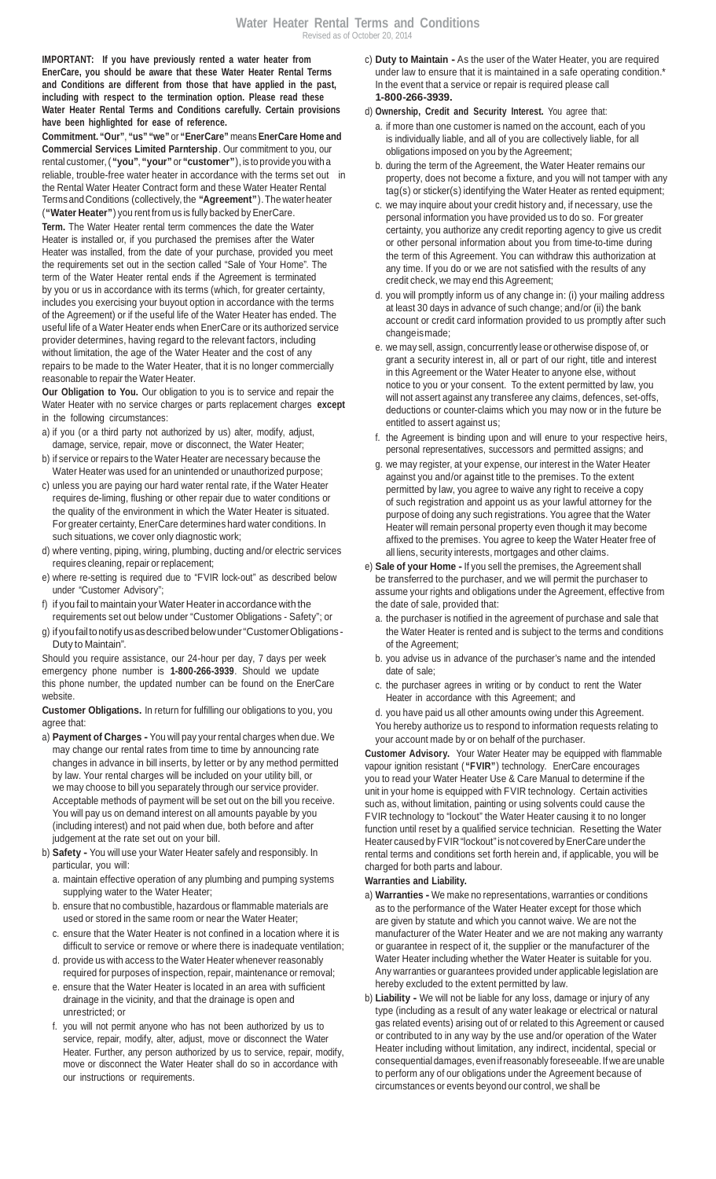# Water Heater Rental Terms and Conditions

Revised as of October 20, 2014

**IMPORTANT: If you have previously rented a water heater from EnerCare, you should be aware that these Water Heater Rental Terms and Conditions are different from those that have applied in the past, including with respect to the termination option. Please read these Water Heater Rental Terms and Conditions carefully. Certain provisions have been highlighted for ease of reference.**

**Commitment. "Our"**, **"us" "we"** or **"EnerCare"** means **EnerCare Home and Commercial Services Limited Partnership**. Our commitment to you, our rental customer, (**"you"**, **"your"** or **"customer"**), is to provide you with a reliable, trouble-free water heater in accordance with the terms set out in the Rental Water Heater Contract form and these Water Heater Rental Terms and Conditions (collectively, the **"Agreement"**). The water heater (**"Water Heater"**) you rent from us is fully backed by EnerCare.

**Term.** The Water Heater rental term commences the date the Water Heater is installed or, if you purchased the premises after the Water Heater was installed, from the date of your purchase, provided you meet the requirements set out in the section called "Sale of Your Home". The term of the Water Heater rental ends if the Agreement is terminated by you or us in accordance with its terms (which, for greater certainty, includes you exercising your buyout option in accordance with the terms of the Agreement) or if the useful life of the Water Heater has ended. The useful life of a Water Heater ends when EnerCare or its authorized service provider determines, having regard to the relevant factors, including without limitation, the age of the Water Heater and the cost of any repairs to be made to the Water Heater, that it is no longer commercially reasonable to repair the Water Heater.

**Our Obligation to You.** Our obligation to you is to service and repair the Water Heater with no service charges or parts replacement charges **except** in the following circumstances:

a) if you (or a third party not authorized by us) alter, modify, adjust, damage, service, repair, move or disconnect, the Water Heater;
b) if service or repairs to the Water Heater are necessary because the Water Heater was used for an unintended or unauthorized purpose;
c) unless you are paying our hard water rental rate, if the Water Heater requires de-liming, flushing or other repair due to water conditions or the quality of the environment in which the Water Heater is situated. For greater certainty, EnerCare determines hard water conditions. In such situations, we cover only diagnostic work;
d) where venting, piping, wiring, plumbing, ducting and/or electric services requires cleaning, repair or replacement;
e) where re-setting is required due to "FVIR lock-out" as described below under "Customer Advisory";
f) if you fail to maintain your Water Heater in accordance with the requirements set out below under "Customer Obligations - Safety"; or
g) if you fail to notify us as described below under "Customer Obligations - Duty to Maintain".

Should you require assistance, our 24-hour per day, 7 days per week emergency phone number is **1-800-266-3939**. Should we update this phone number, the updated number can be found on the EnerCare website.

**Customer Obligations.** In return for fulfilling our obligations to you, you agree that:

a) **Payment of Charges -** You will pay your rental charges when due. We may change our rental rates from time to time by announcing rate changes in advance in bill inserts, by letter or by any method permitted by law. Your rental charges will be included on your utility bill, or we may choose to bill you separately through our service provider. Acceptable methods of payment will be set out on the bill you receive. You will pay us on demand interest on all amounts payable by you (including interest) and not paid when due, both before and after judgement at the rate set out on your bill.
b) **Safety -** You will use your Water Heater safely and responsibly. In particular, you will:
   a. maintain effective operation of any plumbing and pumping systems supplying water to the Water Heater;
   b. ensure that no combustible, hazardous or flammable materials are used or stored in the same room or near the Water Heater;
   c. ensure that the Water Heater is not confined in a location where it is difficult to service or remove or where there is inadequate ventilation;
   d. provide us with access to the Water Heater whenever reasonably required for purposes of inspection, repair, maintenance or removal;
   e. ensure that the Water Heater is located in an area with sufficient drainage in the vicinity, and that the drainage is open and unrestricted; or
   f. you will not permit anyone who has not been authorized by us to service, repair, modify, alter, adjust, move or disconnect the Water Heater. Further, any person authorized by us to service, repair, modify, move or disconnect the Water Heater shall do so in accordance with our instructions or requirements.
c) **Duty to Maintain -** As the user of the Water Heater, you are required under law to ensure that it is maintained in a safe operating condition.* In the event that a service or repair is required please call **1-800-266-3939.**
d) **Ownership, Credit and Security Interest.** You agree that:
   a. if more than one customer is named on the account, each of you is individually liable, and all of you are collectively liable, for all obligations imposed on you by the Agreement;
   b. during the term of the Agreement, the Water Heater remains our property, does not become a fixture, and you will not tamper with any tag(s) or sticker(s) identifying the Water Heater as rented equipment;
   c. we may inquire about your credit history and, if necessary, use the personal information you have provided us to do so. For greater certainty, you authorize any credit reporting agency to give us credit or other personal information about you from time-to-time during the term of this Agreement. You can withdraw this authorization at any time. If you do or we are not satisfied with the results of any credit check, we may end this Agreement;
   d. you will promptly inform us of any change in: (i) your mailing address at least 30 days in advance of such change; and/or (ii) the bank account or credit card information provided to us promptly after such change is made;
   e. we may sell, assign, concurrently lease or otherwise dispose of, or grant a security interest in, all or part of our right, title and interest in this Agreement or the Water Heater to anyone else, without notice to you or your consent. To the extent permitted by law, you will not assert against any transferee any claims, defences, set-offs, deductions or counter-claims which you may now or in the future be entitled to assert against us;
   f. the Agreement is binding upon and will enure to your respective heirs, personal representatives, successors and permitted assigns; and
   g. we may register, at your expense, our interest in the Water Heater against you and/or against title to the premises. To the extent permitted by law, you agree to waive any right to receive a copy of such registration and appoint us as your lawful attorney for the purpose of doing any such registrations. You agree that the Water Heater will remain personal property even though it may become affixed to the premises. You agree to keep the Water Heater free of all liens, security interests, mortgages and other claims.
e) **Sale of your Home -** If you sell the premises, the Agreement shall be transferred to the purchaser, and we will permit the purchaser to assume your rights and obligations under the Agreement, effective from the date of sale, provided that:
   a. the purchaser is notified in the agreement of purchase and sale that the Water Heater is rented and is subject to the terms and conditions of the Agreement;
   b. you advise us in advance of the purchaser's name and the intended date of sale;
   c. the purchaser agrees in writing or by conduct to rent the Water Heater in accordance with this Agreement; and
   d. you have paid us all other amounts owing under this Agreement.

   You hereby authorize us to respond to information requests relating to your account made by or on behalf of the purchaser.

**Customer Advisory.** Your Water Heater may be equipped with flammable vapour ignition resistant (**"FVIR"**) technology. EnerCare encourages you to read your Water Heater Use & Care Manual to determine if the unit in your home is equipped with FVIR technology. Certain activities such as, without limitation, painting or using solvents could cause the FVIR technology to "lockout" the Water Heater causing it to no longer function until reset by a qualified service technician. Resetting the Water Heater caused by FVIR "lockout" is not covered by EnerCare under the rental terms and conditions set forth herein and, if applicable, you will be charged for both parts and labour.

**Warranties and Liability.**

a) **Warranties -** We make no representations, warranties or conditions as to the performance of the Water Heater except for those which are given by statute and which you cannot waive. We are not the manufacturer of the Water Heater and we are not making any warranty or guarantee in respect of it, the supplier or the manufacturer of the Water Heater including whether the Water Heater is suitable for you. Any warranties or guarantees provided under applicable legislation are hereby excluded to the extent permitted by law.
b) **Liability -** We will not be liable for any loss, damage or injury of any type (including as a result of any water leakage or electrical or natural gas related events) arising out of or related to this Agreement or caused or contributed to in any way by the use and/or operation of the Water Heater including without limitation, any indirect, incidental, special or consequential damages, even if reasonably foreseeable. If we are unable to perform any of our obligations under the Agreement because of circumstances or events beyond our control, we shall be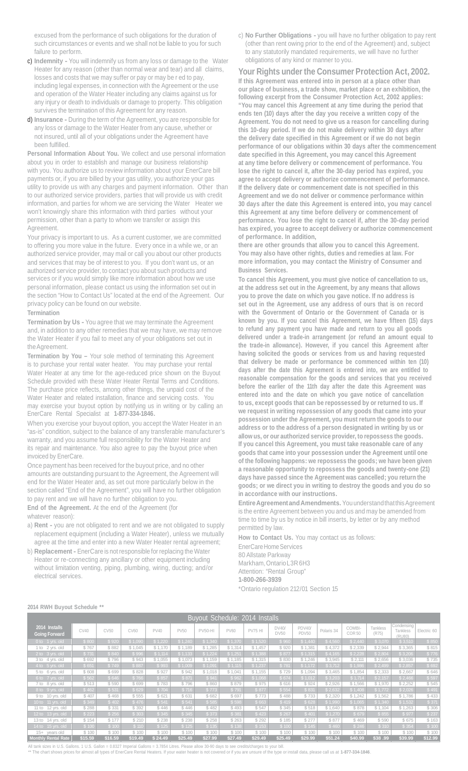excused from the performance of such obligations for the duration of such circumstances or events and we shall not be liable to you for such failure to perform.

c) **Indemnity -** You will indemnify us from any loss or damage to the Water Heater for any reason (other than normal wear and tear) and all claims, losses and costs that we may suffer or pay or may be r ed to pay, including legal expenses, in connection with the Agreement or the use and operation of the Water Heater including any claims against us for any injury or death to individuals or damage to property. This obligation survives the termination of this Agreement for any reason.

d) **Insurance -** During the term of the Agreement, you are responsible for any loss or damage to the Water Heater from any cause, whether or not insured, until all of your obligations under the Agreement have been fulfilled.

**Personal Information About You.** We collect and use personal information about you in order to establish and manage our business relationship with you. You authorize us to review information about your EnerCare bill payments or, if you are billed by your gas utility, you authorize your gas utility to provide us with any charges and payment information. Other than to our authorized service providers, parties that will provide us with credit information, and parties for whom we are servicing the Water Heater we won't knowingly share this information with third parties without your permission, other than a party to whom we transfer or assign this Agreement.

Your privacy is important to us. As a current customer, we are committed to offering you more value in the future. Every once in a while we, or an authorized service provider, may mail or call you about our other products and services that may be of interest to you. If you don't want us, or an authorized service provider, to contact you about such products and services or if you would simply like more information about how we use personal information, please contact us using the information set out in the section "How to Contact Us" located at the end of the Agreement. Our privacy policy can be found on our website.

**Termination**

**Termination by Us -** You agree that we may terminate the Agreement and, in addition to any other remedies that we may have, we may remove the Water Heater if you fail to meet any of your obligations set out in the Agreement.

**Termination by You –** Your sole method of terminating this Agreement is to purchase your rental water heater. You may purchase your rental Water Heater at any time for the age-reduced price shown on the Buyout Schedule provided with these Water Heater Rental Terms and Conditions. The purchase price reflects, among other things, the unpaid cost of the Water Heater and related installation, finance and servicing costs. You may exercise your buyout option by notifying us in writing or by calling an EnerCare Rental Specialist at **1-877-334-1846.**

When you exercise your buyout option, you accept the Water Heater in an "as-is" condition, subject to the balance of any transferable manufacturer's warranty, and you assume full responsibility for the Water Heater and its repair and maintenance. You also agree to pay the buyout price when invoiced by EnerCare.

Once payment has been received for the buyout price, and no other amounts are outstanding pursuant to the Agreement, the Agreement will end for the Water Heater and, as set out more particularly below in the section called "End of the Agreement", you will have no further obligation to pay rent and we will have no further obligation to you.

**End of the Agreement.** At the end of the Agreement (for whatever reason):

a) **Rent -** you are not obligated to rent and we are not obligated to supply replacement equipment (including a Water Heater), unless we mutually agree at the time and enter into a new Water Heater rental agreement;

b) **Replacement -** EnerCare is not responsible for replacing the Water Heater or re-connecting any ancillary or other equipment including without limitation venting, piping, plumbing, wiring, ducting; and/or electrical services.

c) **No Further Obligations -** you will have no further obligation to pay rent (other than rent owing prior to the end of the Agreement) and, subject to any statutorily mandated requirements, we will have no further obligations of any kind or manner to you.

## Your Rights under the Consumer Protection Act, 2002.

**If this Agreement was entered into in person at a place other than our place of business, a trade show, market place or an exhibition, the following excerpt from the Consumer Protection Act, 2002 applies: "You may cancel this Agreement at any time during the period that ends ten (10) days after the day you receive a written copy of the Agreement. You do not need to give us a reason for cancelling during this 10-day period. If we do not make delivery within 30 days after the delivery date specified in this Agreement or if we do not begin performance of our obligations within 30 days after the commencement date specified in this Agreement, you may cancel this Agreement at any time before delivery or commencement of performance. You lose the right to cancel it, after the 30-day period has expired, you agree to accept delivery or authorize commencement of performance. If the delivery date or commencement date is not specified in this Agreement and we do not deliver or commence performance within 30 days after the date this Agreement is entered into, you may cancel this Agreement at any time before delivery or commencement of performance. You lose the right to cancel if, after the 30-day period has expired, you agree to accept delivery or authorize commencement of performance. In addition,**

**there are other grounds that allow you to cancel this Agreement. You may also have other rights, duties and remedies at law. For more information, you may contact the Ministry of Consumer and Business Services.**

**To cancel this Agreement, you must give notice of cancellation to us, at the address set out in the Agreement, by any means that allows you to prove the date on which you gave notice. If no address is set out in the Agreement, use any address of ours that is on record with the Government of Ontario or the Government of Canada or is known by you. If you cancel this Agreement, we have fifteen (15) days to refund any payment you have made and return to you all goods delivered under a trade-in arrangement (or refund an amount equal to the trade-in allowance). However, if you cancel this Agreement after having solicited the goods or services from us and having requested that delivery be made or performance be commenced within ten (10) days after the date this Agreement is entered into, we are entitled to reasonable compensation for the goods and services that you received before the earlier of the 11th day after the date this Agreement was entered into and the date on which you gave notice of cancellation to us, except goods that can be repossessed by or returned to us. If we request in writing repossession of any goods that came into your possession under the Agreement, you must return the goods to our address or to the address of a person designated in writing by us or allow us, or our authorized service provider, to repossess the goods. If you cancel this Agreement, you must take reasonable care of any goods that came into your possession under the Agreement until one of the following happens: we repossess the goods; we have been given a reasonable opportunity to repossess the goods and twenty-one (21) days have passed since the Agreement was cancelled; you return the goods; or we direct you in writing to destroy the goods and you do so in accordance with our instructions.**

**Entire Agreement and Amendments.** You understand that this Agreement is the entire Agreement between you and us and may be amended from time to time by us by notice in bill inserts, by letter or by any method permitted by law.

**How to Contact Us.** You may contact us as follows:

EnerCare Home Services
80 Allstate Parkway
Markham, Ontario L3R 6H3
Attention: "Rental Group"
**1-800-266-3939**

*Ontario regulation 212/01 Section 15

**2014 RWH Buyout Schedule ****

| Buyout Schedule: 2014 Installs | | | | | | | | | | | | | | | |
|---|---|---|---|---|---|---|---|---|---|---|---|---|---|---|---|
| 2014 Installs Going Forward | CV40 | CV50 | CV60 | PV40 | PV50 | PV50-HI | PV60 | PV75 HI | DV40/ DV50 | PDV40/ PDV50 | Polaris 34 | COMBI-COR 50 | Tankless (R75) | Condensing Tankless (RU80) | Electric 60 |
| 0 to 1 yrs. old | $ 800 | $ 920 | $ 1,090 | $ 1,220 | $ 1,240 | $ 1,340 | $ 1,370 | $ 1,520 | $ 960 | $ 1,440 | $ 4,560 | $ 2,440 | $ 3,070 | $ 3,510 | $ 850 |
| 1 to 2 yrs. old | $ 767 | $ 882 | $ 1,045 | $ 1,170 | $ 1,189 | $ 1,285 | $ 1,314 | $ 1,457 | $ 920 | $ 1,381 | $ 4,372 | $ 2,339 | $ 2,944 | $ 3,365 | $ 815 |
| 2 to 3 yrs. old | $ 731 | $ 840 | $ 996 | $ 1,114 | $ 1,133 | $ 1,224 | $ 1,251 | $ 1,388 | $ 877 | $ 1,315 | $ 4,165 | $ 2,229 | $ 2,804 | $ 3,206 | $ 776 |
| 3 to 4 yrs. old | $ 692 | $ 796 | $ 943 | $ 1,055 | $ 1,073 | $ 1,159 | $ 1,185 | $ 1,315 | $ 830 | $ 1,246 | $ 3,945 | $ 2,111 | $ 2,656 | $ 3,036 | $ 735 |
| 4 to 5 yrs. old | $ 651 | $ 749 | $ 887 | $ 993 | $ 1,009 | $ 1,091 | $ 1,115 | $ 1,237 | $ 781 | $ 1,172 | $ 3,712 | $ 1,986 | $ 2,499 | $ 2,857 | $ 692 |
| 5 to 6 yrs. old | $ 608 | $ 699 | $ 828 | $ 927 | $ 942 | $ 1,018 | $ 1,041 | $ 1,155 | $ 729 | $ 1,094 | $ 3,465 | $ 1,854 | $ 2,333 | $ 2,667 | $ 646 |
| 6 to 7 yrs. old | $ 562 | $ 646 | $ 766 | $ 857 | $ 871 | $ 941 | $ 962 | $ 1,068 | $ 674 | $ 1,012 | $ 3,203 | $ 1,714 | $ 2,157 | $ 2,466 | $ 597 |
| 7 to 8 yrs. old | $ 513 | $ 590 | $ 699 | $ 783 | $ 796 | $ 860 | $ 879 | $ 975 | $ 616 | $ 924 | $ 2,926 | $ 1,566 | $ 1,970 | $ 2,252 | $ 545 |
| 8 to 9 yrs. old | $ 462 | $ 531 | $ 629 | $ 704 | $ 716 | $ 773 | $ 791 | $ 877 | $ 554 | $ 831 | $ 2,632 | $ 1,408 | $ 1,772 | $ 2,026 | $ 491 |
| 9 to 10 yrs. old | $ 407 | $ 468 | $ 555 | $ 621 | $ 631 | $ 682 | $ 697 | $ 773 | $ 488 | $ 733 | $ 2,320 | $ 1,242 | $ 1,562 | $ 1,786 | $ 433 |
| 10 to 11 yrs. old | $ 349 | $ 402 | $ 476 | $ 541 | $ 541 | $ 585 | $ 598 | $ 663 | $ 419 | $ 628 | $ 1,990 | $ 1,065 | $ 1,340 | $ 1,532 | $ 371 |
| 11 to 12 yrs. old | $ 288 | $ 331 | $ 392 | $ 446 | $ 446 | $ 482 | $ 493 | $ 547 | $ 345 | $ 518 | $ 1,640 | $ 878 | $ 1,104 | $ 1,263 | $ 306 |
| 12 to 13 yrs. old | $ 223 | $ 256 | $ 303 | $ 345 | $ 345 | $ 373 | $ 381 | $ 423 | $ 267 | $ 401 | $ 1,270 | $ 679 | $ 855 | $ 977 | $ 237 |
| 13 to 14 yrs. old | $ 154 | $ 177 | $ 210 | $ 238 | $ 238 | $ 258 | $ 263 | $ 292 | $ 185 | $ 277 | $ 877 | $ 469 | $ 590 | $ 675 | $ 163 |
| 14 to 15 yrs. old | $ 100 | $ 100 | $ 110 | $ 125 | $ 125 | $ 135 | $ 138 | $ 153 | $ 100 | $ 145 | $ 460 | $ 246 | $ 310 | $ 354 | $ 100 |
| 15+ years old | $ 100 | $ 100 | $ 100 | $ 100 | $ 100 | $ 100 | $ 100 | $ 100 | $ 100 | $ 100 | $ 100 | $ 100 | $ 100 | $ 100 | $ 100 |
| Monthly Rental Rate | $15.59 | $16.59 | $19.49 | $ 24.49 | $25.49 | $27.99 | $27.49 | $29.49 | $25.49 | $29.99 | $51.24 | $40.99 | $38 .99 | $39.99 | $12.99 |

All tank sizes in U.S. Gallons. 1 U.S. Gallon = 0.8327 Imperial Gallons = 3.7854 Litres. Please allow 30-90 days to see credits/charges to your bill.

** The chart shows prices for almost all types of EnerCare Rental Heaters. If your water heater is not covered or if you are unsure of the type or install data, please call us at **1-877-334-1846**.